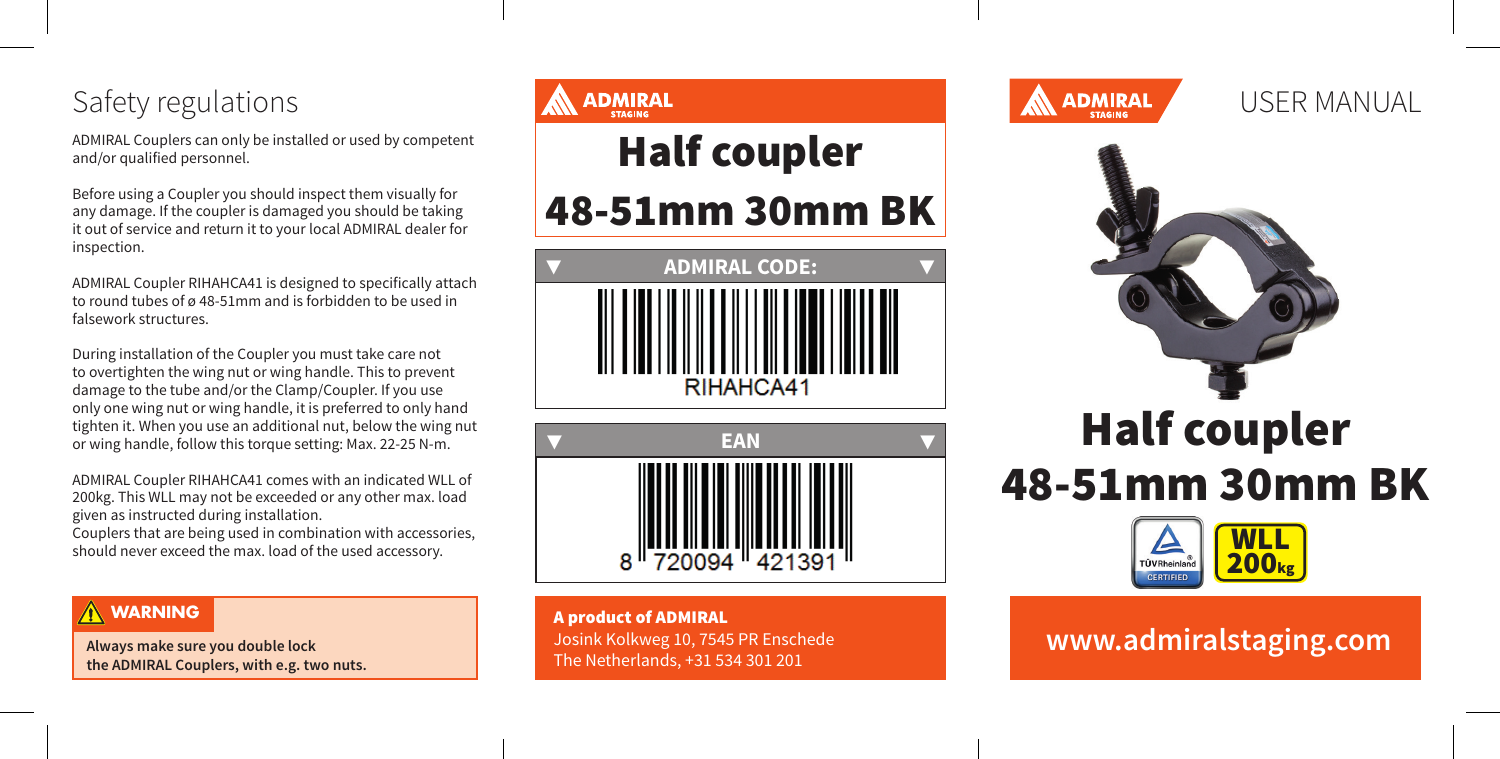# Safety regulations

ADMIRAL Couplers can only be installed or used by competent and/or qualified personnel.

Before using a Coupler you should inspect them visually for any damage. If the coupler is damaged you should be taking it out of service and return it to your local ADMIRAL dealer for inspection.

ADMIRAL Coupler RIHAHCA41 is designed to specifically attach to round tubes of ø 48-51mm and is forbidden to be used in falsework structures.

During installation of the Coupler you must take care not to overtighten the wing nut or wing handle. This to prevent damage to the tube and/or the Clamp/Coupler. If you use only one wing nut or wing handle, it is preferred to only hand tighten it. When you use an additional nut, below the wing nut or wing handle, follow this torque setting: Max. 22-25 N-m.

ADMIRAL Coupler RIHAHCA41 comes with an indicated WLL of 200kg. This WLL may not be exceeded or any other max. load given as instructed during installation.
Couplers that are being used in combination with accessories, should never exceed the max. load of the used accessory.

**WARNING**

**Always make sure you double lock the ADMIRAL Couplers, with e.g. two nuts.**

ADMIRAL STAGING

# Half coupler

# 48-51mm 30mm BK

**ADMIRAL CODE:**

RIHAHCA41

**EAN**

8 720094 421391

**A product of ADMIRAL**
Josink Kolkweg 10, 7545 PR Enschede
The Netherlands, +31 534 301 201

ADMIRAL STAGING

USER MANUAL

# Half coupler

# 48-51mm 30mm BK

TÜV Rheinland CERTIFIED

WLL 200kg

**www.admiralstaging.com**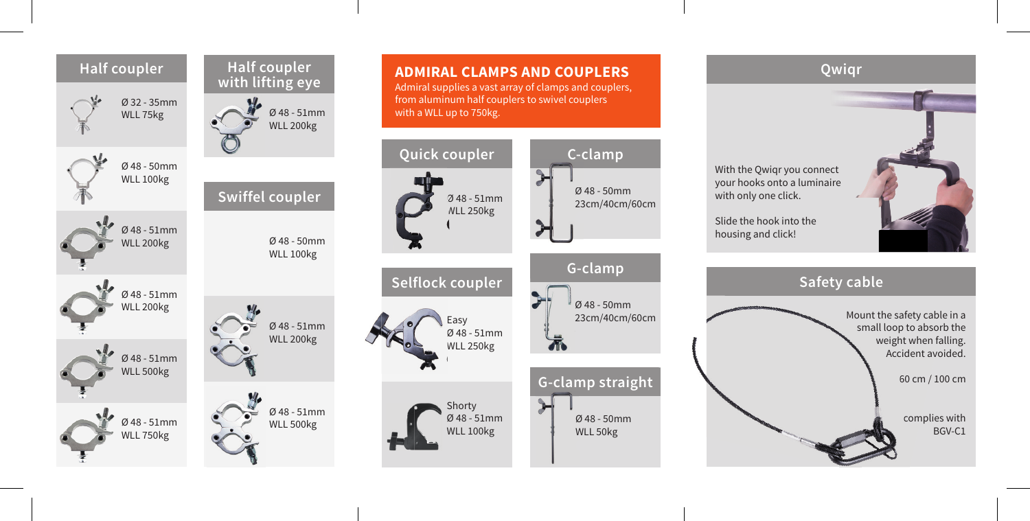## Half coupler

Ø 32 - 35mm
WLL 75kg

Ø 48 - 50mm
WLL 100kg

Ø 48 - 51mm
WLL 200kg

Ø 48 - 51mm
WLL 200kg

Ø 48 - 51mm
WLL 500kg

Ø 48 - 51mm
WLL 750kg

## Half coupler with lifting eye

Ø 48 - 51mm
WLL 200kg

## Swiffel coupler

Ø 48 - 50mm
WLL 100kg

Ø 48 - 51mm
WLL 200kg

Ø 48 - 51mm
WLL 500kg

# ADMIRAL CLAMPS AND COUPLERS

Admiral supplies a vast array of clamps and couplers, from aluminum half couplers to swivel couplers with a WLL up to 750kg.

## Quick coupler

Ø 48 - 51mm
WLL 250kg

## Selflock coupler

Easy
Ø 48 - 51mm
WLL 250kg

Shorty
Ø 48 - 51mm
WLL 100kg

## C-clamp

Ø 48 - 50mm
23cm/40cm/60cm

## G-clamp

Ø 48 - 50mm
23cm/40cm/60cm

## G-clamp straight

Ø 48 - 50mm
WLL 50kg

## Qwiqr

With the Qwiqr you connect your hooks onto a luminaire with only one click.

Slide the hook into the housing and click!

## Safety cable

Mount the safety cable in a small loop to absorb the weight when falling. Accident avoided.

60 cm / 100 cm

complies with BGV-C1